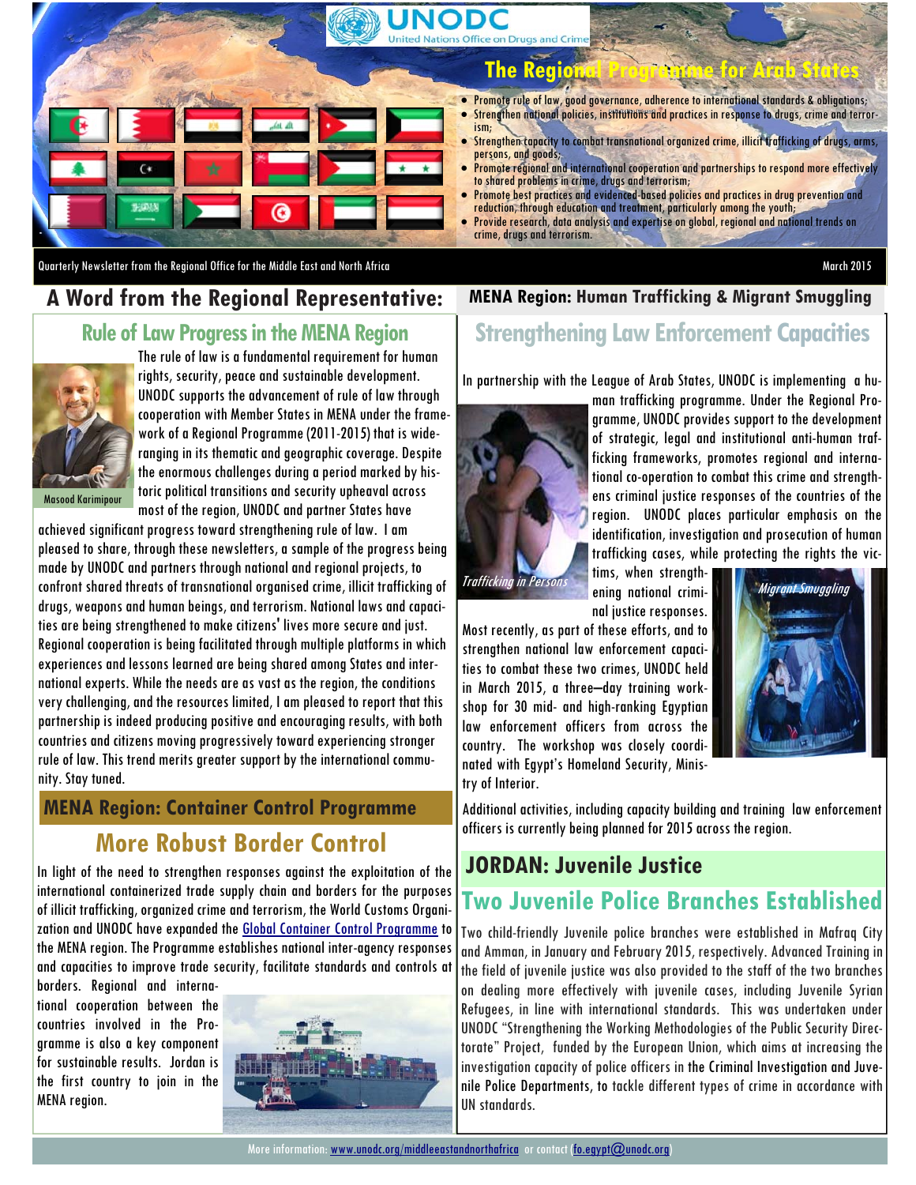# UNODC
United Nations Office on Drugs and Crime

## The Regional Programme for Arab States

- Promote rule of law, good governance, adherence to international standards & obligations;
- Strengthen national policies, institutions and practices in response to drugs, crime and terrorism;
- Strengthen capacity to combat transnational organized crime, illicit trafficking of drugs, arms, persons, and goods;
- Promote regional and international cooperation and partnerships to respond more effectively to shared problems in crime, drugs and terrorism;
- Promote best practices and evidenced-based policies and practices in drug prevention and reduction, through education and treatment, particularly among the youth;
- Provide research, data analysis and expertise on global, regional and national trends on crime, drugs and terrorism.

Quarterly Newsletter from the Regional Office for the Middle East and North Africa

March 2015

## A Word from the Regional Representative:

### Rule of Law Progress in the MENA Region

Masood Karimipour

The rule of law is a fundamental requirement for human rights, security, peace and sustainable development. UNODC supports the advancement of rule of law through cooperation with Member States in MENA under the framework of a Regional Programme (2011-2015) that is wide-ranging in its thematic and geographic coverage. Despite the enormous challenges during a period marked by historic political transitions and security upheaval across most of the region, UNODC and partner States have achieved significant progress toward strengthening rule of law. I am pleased to share, through these newsletters, a sample of the progress being made by UNODC and partners through national and regional projects, to confront shared threats of transnational organised crime, illicit trafficking of drugs, weapons and human beings, and terrorism. National laws and capacities are being strengthened to make citizens' lives more secure and just. Regional cooperation is being facilitated through multiple platforms in which experiences and lessons learned are being shared among States and international experts. While the needs are as vast as the region, the conditions very challenging, and the resources limited, I am pleased to report that this partnership is indeed producing positive and encouraging results, with both countries and citizens moving progressively toward experiencing stronger rule of law. This trend merits greater support by the international community. Stay tuned.

## MENA Region: Container Control Programme

### More Robust Border Control

In light of the need to strengthen responses against the exploitation of the international containerized trade supply chain and borders for the purposes of illicit trafficking, organized crime and terrorism, the World Customs Organization and UNODC have expanded the Global Container Control Programme to the MENA region. The Programme establishes national inter-agency responses and capacities to improve trade security, facilitate standards and controls at borders. Regional and international cooperation between the countries involved in the Programme is also a key component for sustainable results. Jordan is the first country to join in the MENA region.

## MENA Region: Human Trafficking & Migrant Smuggling

### Strengthening Law Enforcement Capacities

In partnership with the League of Arab States, UNODC is implementing a human trafficking programme. Under the Regional Programme, UNODC provides support to the development of strategic, legal and institutional anti-human trafficking frameworks, promotes regional and international co-operation to combat this crime and strengthens criminal justice responses of the countries of the region. UNODC places particular emphasis on the identification, investigation and prosecution of human trafficking cases, while protecting the rights the victims, when strengthening national criminal justice responses.

*Trafficking in Persons*

*Migrant Smuggling*

Most recently, as part of these efforts, and to strengthen national law enforcement capacities to combat these two crimes, UNODC held in March 2015, a three–day training workshop for 30 mid- and high-ranking Egyptian law enforcement officers from across the country. The workshop was closely coordinated with Egypt's Homeland Security, Ministry of Interior.

Additional activities, including capacity building and training law enforcement officers is currently being planned for 2015 across the region.

## JORDAN: Juvenile Justice

### Two Juvenile Police Branches Established

Two child-friendly Juvenile police branches were established in Mafraq City and Amman, in January and February 2015, respectively. Advanced Training in the field of juvenile justice was also provided to the staff of the two branches on dealing more effectively with juvenile cases, including Juvenile Syrian Refugees, in line with international standards. This was undertaken under UNODC "Strengthening the Working Methodologies of the Public Security Directorate" Project, funded by the European Union, which aims at increasing the investigation capacity of police officers in the Criminal Investigation and Juvenile Police Departments, to tackle different types of crime in accordance with UN standards.

More information: www.unodc.org/middleeastandnorthafrica or contact (fo.egypt@unodc.org)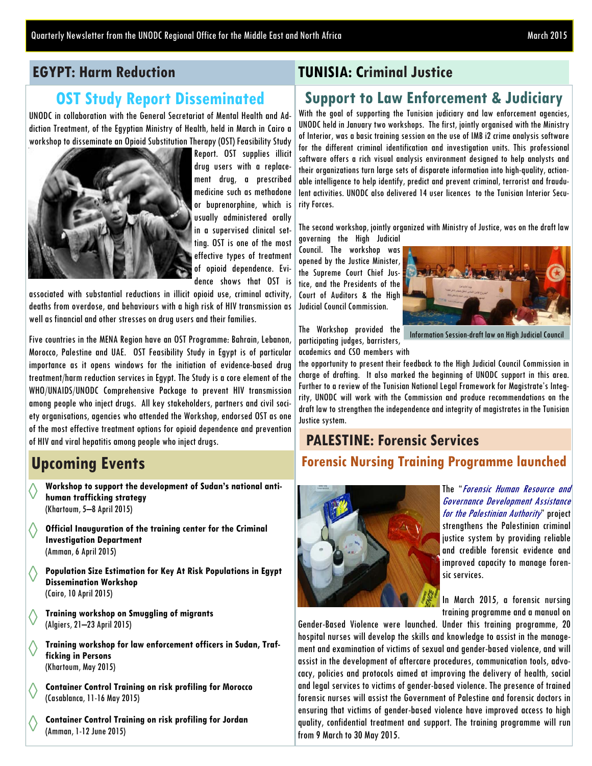## EGYPT: Harm Reduction

### OST Study Report Disseminated

UNODC in collaboration with the General Secretariat of Mental Health and Addiction Treatment, of the Egyptian Ministry of Health, held in March in Cairo a workshop to disseminate an Opioid Substitution Therapy (OST) Feasibility Study Report. OST supplies illicit drug users with a replacement drug, a prescribed medicine such as methadone or buprenorphine, which is usually administered orally in a supervised clinical setting. OST is one of the most effective types of treatment of opioid dependence. Evidence shows that OST is associated with substantial reductions in illicit opioid use, criminal activity, deaths from overdose, and behaviours with a high risk of HIV transmission as well as financial and other stresses on drug users and their families.

Five countries in the MENA Region have an OST Programme: Bahrain, Lebanon, Morocco, Palestine and UAE. OST Feasibility Study in Egypt is of particular importance as it opens windows for the initiation of evidence-based drug treatment/harm reduction services in Egypt. The Study is a core element of the WHO/UNAIDS/UNODC Comprehensive Package to prevent HIV transmission among people who inject drugs. All key stakeholders, partners and civil society organisations, agencies who attended the Workshop, endorsed OST as one of the most effective treatment options for opioid dependence and prevention of HIV and viral hepatitis among people who inject drugs.

## Upcoming Events

- **Workshop to support the development of Sudan's national anti-human trafficking strategy** (Khartoum, 5–8 April 2015)
- **Official Inauguration of the training center for the Criminal Investigation Department** (Amman, 6 April 2015)
- **Population Size Estimation for Key At Risk Populations in Egypt Dissemination Workshop** (Cairo, 10 April 2015)
- **Training workshop on Smuggling of migrants** (Algiers, 21–23 April 2015)
- **Training workshop for law enforcement officers in Sudan, Trafficking in Persons** (Khartoum, May 2015)
- **Container Control Training on risk profiling for Morocco** (Casablanca, 11-16 May 2015)
- **Container Control Training on risk profiling for Jordan** (Amman, 1-12 June 2015)

## TUNISIA: Criminal Justice

### Support to Law Enforcement & Judiciary

With the goal of supporting the Tunisian judiciary and law enforcement agencies, UNODC held in January two workshops. The first, jointly organised with the Ministry of Interior, was a basic training session on the use of IMB i2 crime analysis software for the different criminal identification and investigation units. This professional software offers a rich visual analysis environment designed to help analysts and their organizations turn large sets of disparate information into high-quality, actionable intelligence to help identify, predict and prevent criminal, terrorist and fraudulent activities. UNODC also delivered 14 user licences to the Tunisian Interior Security Forces.

The second workshop, jointly organized with Ministry of Justice, was on the draft law governing the High Judicial Council. The workshop was opened by the Justice Minister, the Supreme Court Chief Justice, and the Presidents of the Court of Auditors & the High Judicial Council Commission.

Information Session-draft law on High Judicial Council

The Workshop provided the participating judges, barristers, academics and CSO members with the opportunity to present their feedback to the High Judicial Council Commission in charge of drafting. It also marked the beginning of UNODC support in this area. Further to a review of the Tunisian National Legal Framework for Magistrate's Integrity, UNODC will work with the Commission and produce recommendations on the draft law to strengthen the independence and integrity of magistrates in the Tunisian Justice system.

## PALESTINE: Forensic Services

### Forensic Nursing Training Programme launched

The "*Forensic Human Resource and Governance Development Assistance for the Palestinian Authority*" project strengthens the Palestinian criminal justice system by providing reliable and credible forensic evidence and improved capacity to manage forensic services.

In March 2015, a forensic nursing training programme and a manual on Gender-Based Violence were launched. Under this training programme, 20 hospital nurses will develop the skills and knowledge to assist in the management and examination of victims of sexual and gender-based violence, and will assist in the development of aftercare procedures, communication tools, advocacy, policies and protocols aimed at improving the delivery of health, social and legal services to victims of gender-based violence. The presence of trained forensic nurses will assist the Government of Palestine and forensic doctors in ensuring that victims of gender-based violence have improved access to high quality, confidential treatment and support. The training programme will run from 9 March to 30 May 2015.